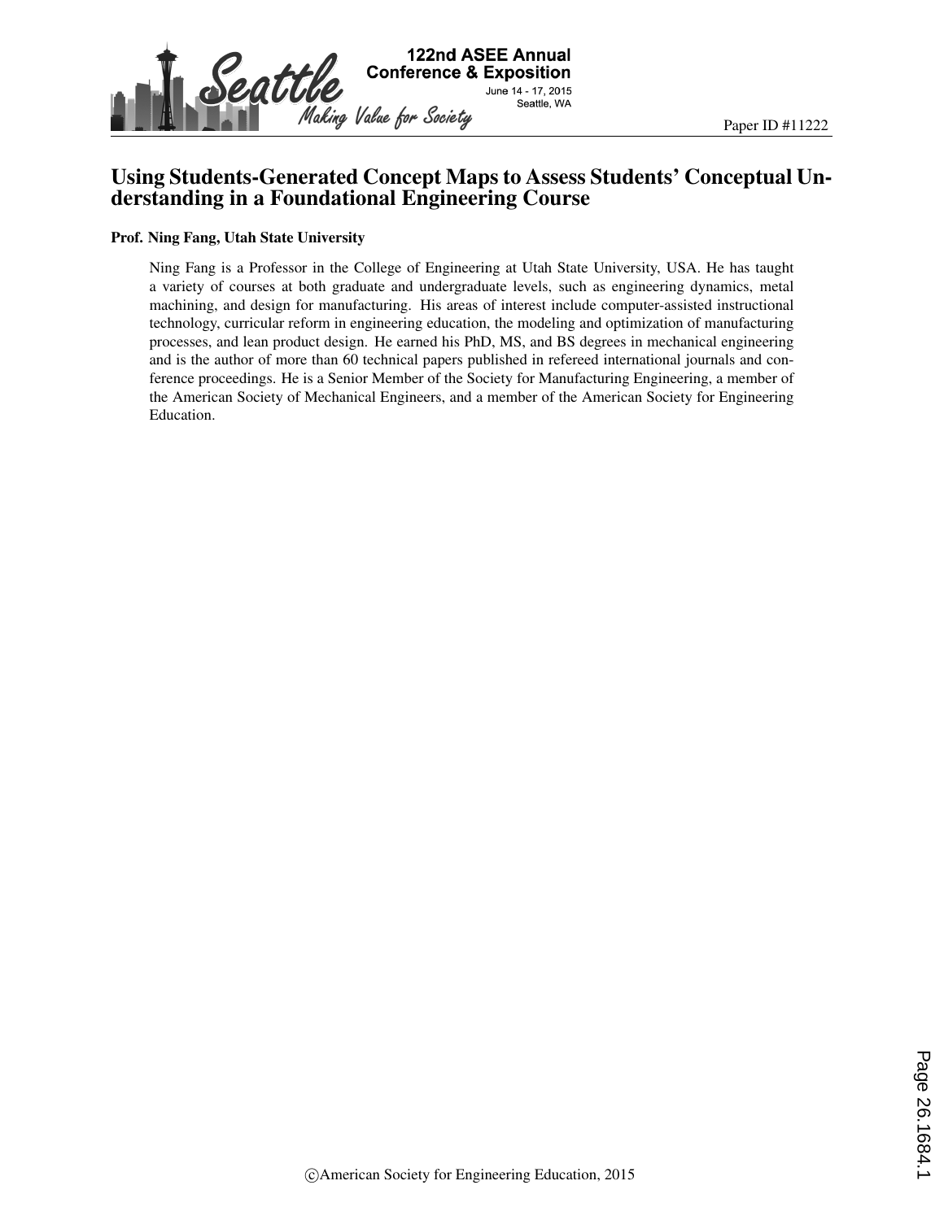Paper ID #11222

# Using Students-Generated Concept Maps to Assess Students' Conceptual Understanding in a Foundational Engineering Course

**Prof. Ning Fang, Utah State University**

Ning Fang is a Professor in the College of Engineering at Utah State University, USA. He has taught a variety of courses at both graduate and undergraduate levels, such as engineering dynamics, metal machining, and design for manufacturing. His areas of interest include computer-assisted instructional technology, curricular reform in engineering education, the modeling and optimization of manufacturing processes, and lean product design. He earned his PhD, MS, and BS degrees in mechanical engineering and is the author of more than 60 technical papers published in refereed international journals and conference proceedings. He is a Senior Member of the Society for Manufacturing Engineering, a member of the American Society of Mechanical Engineers, and a member of the American Society for Engineering Education.

©American Society for Engineering Education, 2015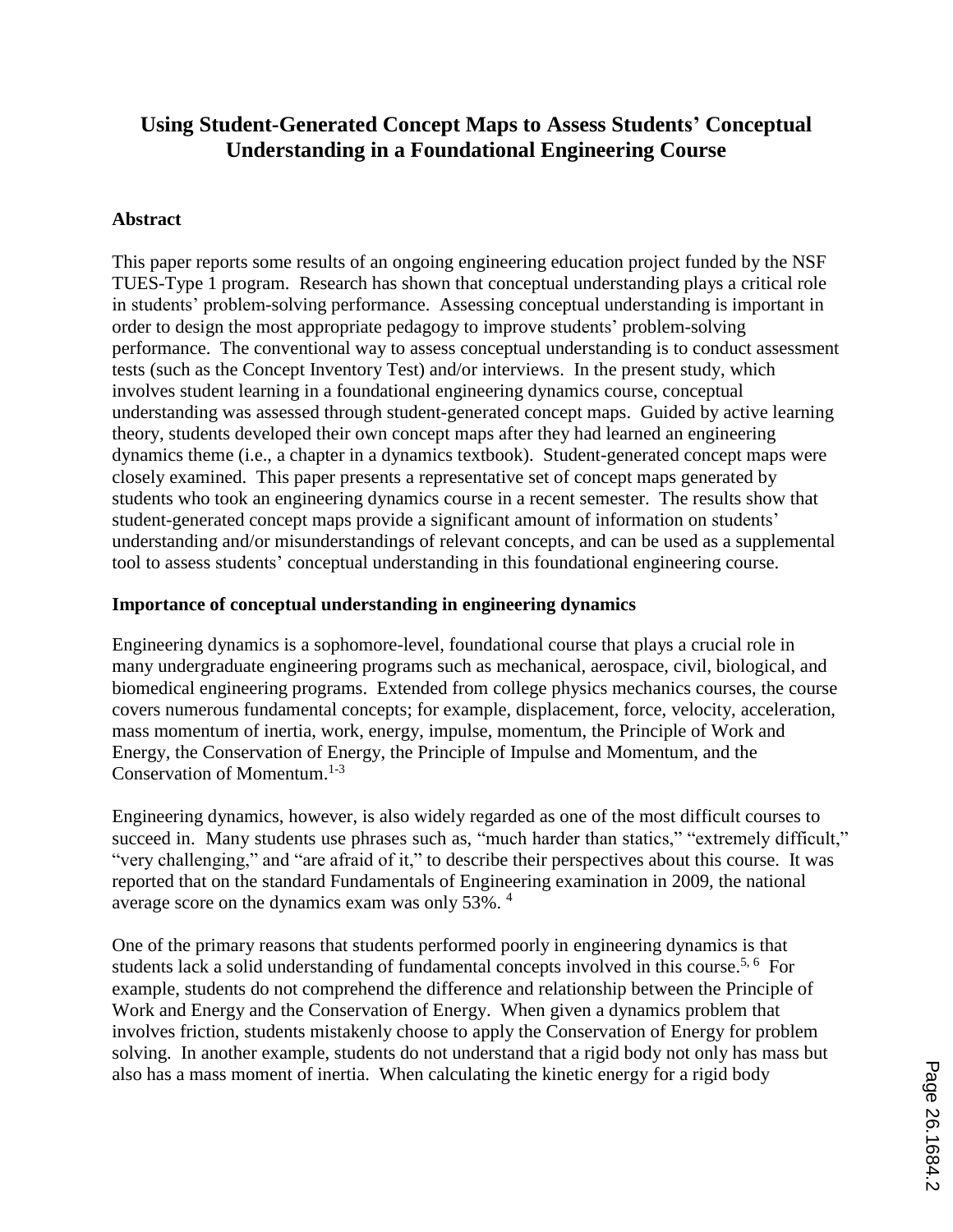# Using Student-Generated Concept Maps to Assess Students' Conceptual Understanding in a Foundational Engineering Course

## Abstract

This paper reports some results of an ongoing engineering education project funded by the NSF TUES-Type 1 program. Research has shown that conceptual understanding plays a critical role in students' problem-solving performance. Assessing conceptual understanding is important in order to design the most appropriate pedagogy to improve students' problem-solving performance. The conventional way to assess conceptual understanding is to conduct assessment tests (such as the Concept Inventory Test) and/or interviews. In the present study, which involves student learning in a foundational engineering dynamics course, conceptual understanding was assessed through student-generated concept maps. Guided by active learning theory, students developed their own concept maps after they had learned an engineering dynamics theme (i.e., a chapter in a dynamics textbook). Student-generated concept maps were closely examined. This paper presents a representative set of concept maps generated by students who took an engineering dynamics course in a recent semester. The results show that student-generated concept maps provide a significant amount of information on students' understanding and/or misunderstandings of relevant concepts, and can be used as a supplemental tool to assess students' conceptual understanding in this foundational engineering course.

## Importance of conceptual understanding in engineering dynamics

Engineering dynamics is a sophomore-level, foundational course that plays a crucial role in many undergraduate engineering programs such as mechanical, aerospace, civil, biological, and biomedical engineering programs. Extended from college physics mechanics courses, the course covers numerous fundamental concepts; for example, displacement, force, velocity, acceleration, mass momentum of inertia, work, energy, impulse, momentum, the Principle of Work and Energy, the Conservation of Energy, the Principle of Impulse and Momentum, and the Conservation of Momentum.[1-3]

Engineering dynamics, however, is also widely regarded as one of the most difficult courses to succeed in. Many students use phrases such as, "much harder than statics," "extremely difficult," "very challenging," and "are afraid of it," to describe their perspectives about this course. It was reported that on the standard Fundamentals of Engineering examination in 2009, the national average score on the dynamics exam was only 53%.[4]

One of the primary reasons that students performed poorly in engineering dynamics is that students lack a solid understanding of fundamental concepts involved in this course.[5, 6] For example, students do not comprehend the difference and relationship between the Principle of Work and Energy and the Conservation of Energy. When given a dynamics problem that involves friction, students mistakenly choose to apply the Conservation of Energy for problem solving. In another example, students do not understand that a rigid body not only has mass but also has a mass moment of inertia. When calculating the kinetic energy for a rigid body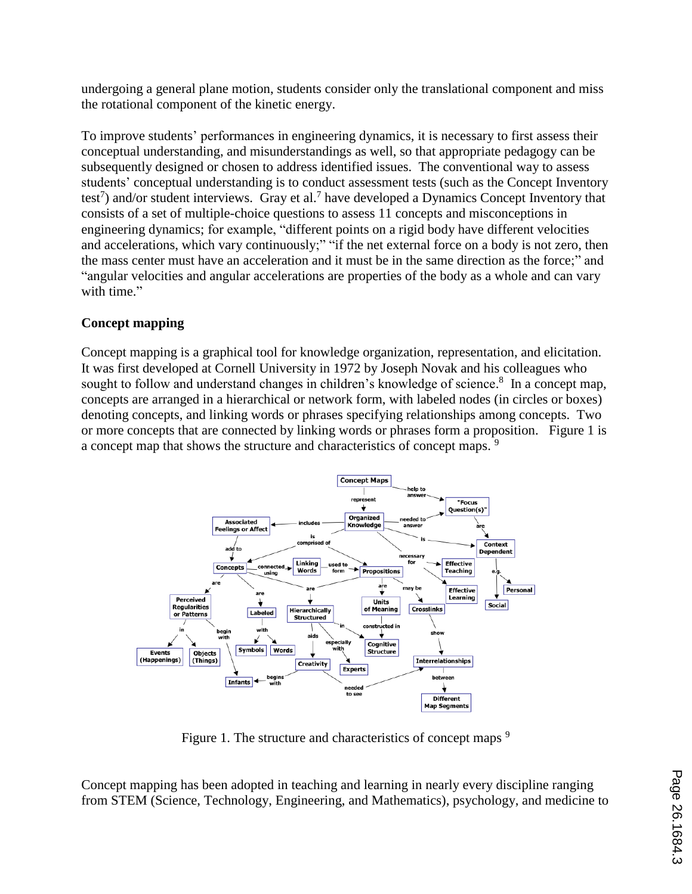undergoing a general plane motion, students consider only the translational component and miss the rotational component of the kinetic energy.

To improve students' performances in engineering dynamics, it is necessary to first assess their conceptual understanding, and misunderstandings as well, so that appropriate pedagogy can be subsequently designed or chosen to address identified issues. The conventional way to assess students' conceptual understanding is to conduct assessment tests (such as the Concept Inventory test[7]) and/or student interviews. Gray et al.[7] have developed a Dynamics Concept Inventory that consists of a set of multiple-choice questions to assess 11 concepts and misconceptions in engineering dynamics; for example, "different points on a rigid body have different velocities and accelerations, which vary continuously;" "if the net external force on a body is not zero, then the mass center must have an acceleration and it must be in the same direction as the force;" and "angular velocities and angular accelerations are properties of the body as a whole and can vary with time."

**Concept mapping**

Concept mapping is a graphical tool for knowledge organization, representation, and elicitation. It was first developed at Cornell University in 1972 by Joseph Novak and his colleagues who sought to follow and understand changes in children's knowledge of science.[8] In a concept map, concepts are arranged in a hierarchical or network form, with labeled nodes (in circles or boxes) denoting concepts, and linking words or phrases specifying relationships among concepts. Two or more concepts that are connected by linking words or phrases form a proposition. Figure 1 is a concept map that shows the structure and characteristics of concept maps. [9]

Figure 1. The structure and characteristics of concept maps [9]

Concept mapping has been adopted in teaching and learning in nearly every discipline ranging from STEM (Science, Technology, Engineering, and Mathematics), psychology, and medicine to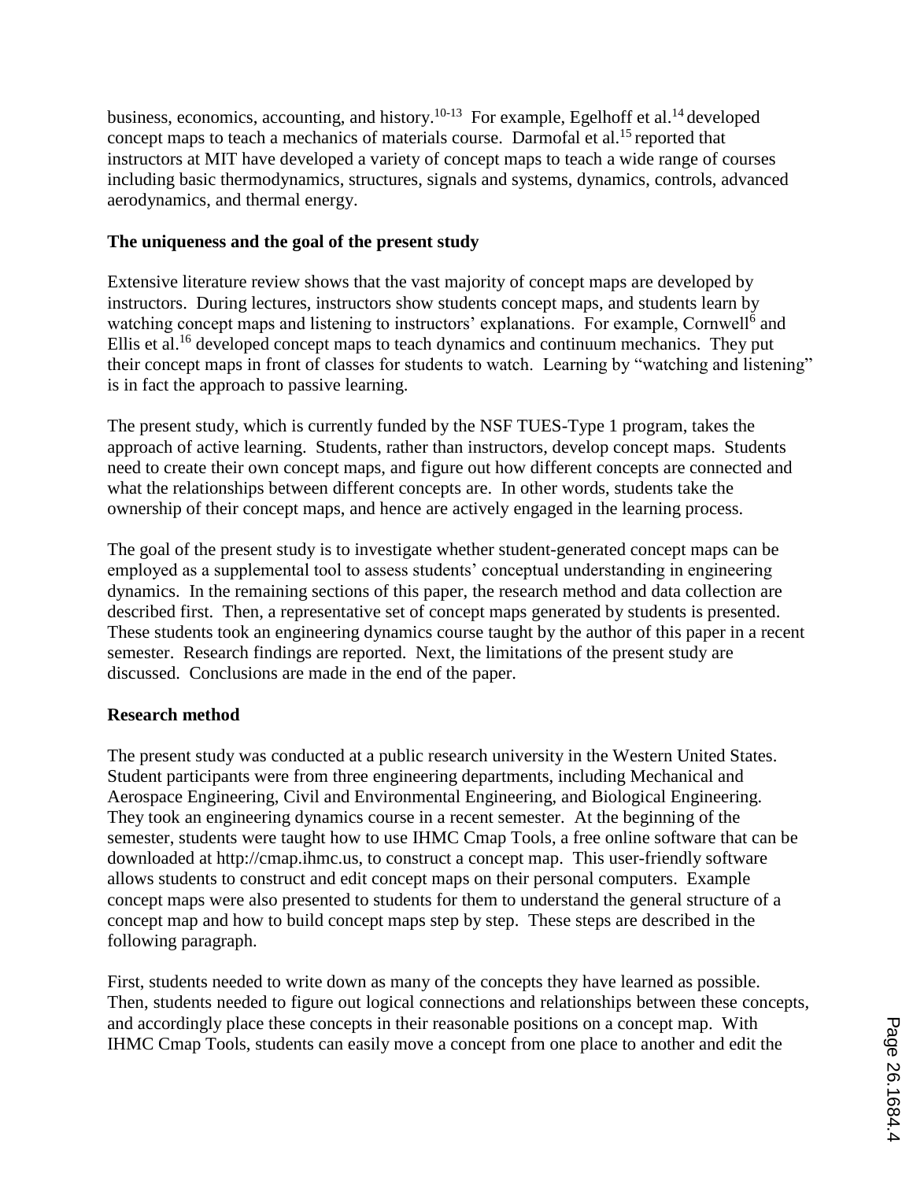business, economics, accounting, and history.[10-13] For example, Egelhoff et al.[14] developed concept maps to teach a mechanics of materials course. Darmofal et al.[15] reported that instructors at MIT have developed a variety of concept maps to teach a wide range of courses including basic thermodynamics, structures, signals and systems, dynamics, controls, advanced aerodynamics, and thermal energy.

**The uniqueness and the goal of the present study**

Extensive literature review shows that the vast majority of concept maps are developed by instructors. During lectures, instructors show students concept maps, and students learn by watching concept maps and listening to instructors' explanations. For example, Cornwell[6] and Ellis et al.[16] developed concept maps to teach dynamics and continuum mechanics. They put their concept maps in front of classes for students to watch. Learning by "watching and listening" is in fact the approach to passive learning.

The present study, which is currently funded by the NSF TUES-Type 1 program, takes the approach of active learning. Students, rather than instructors, develop concept maps. Students need to create their own concept maps, and figure out how different concepts are connected and what the relationships between different concepts are. In other words, students take the ownership of their concept maps, and hence are actively engaged in the learning process.

The goal of the present study is to investigate whether student-generated concept maps can be employed as a supplemental tool to assess students' conceptual understanding in engineering dynamics. In the remaining sections of this paper, the research method and data collection are described first. Then, a representative set of concept maps generated by students is presented. These students took an engineering dynamics course taught by the author of this paper in a recent semester. Research findings are reported. Next, the limitations of the present study are discussed. Conclusions are made in the end of the paper.

**Research method**

The present study was conducted at a public research university in the Western United States. Student participants were from three engineering departments, including Mechanical and Aerospace Engineering, Civil and Environmental Engineering, and Biological Engineering. They took an engineering dynamics course in a recent semester. At the beginning of the semester, students were taught how to use IHMC Cmap Tools, a free online software that can be downloaded at http://cmap.ihmc.us, to construct a concept map. This user-friendly software allows students to construct and edit concept maps on their personal computers. Example concept maps were also presented to students for them to understand the general structure of a concept map and how to build concept maps step by step. These steps are described in the following paragraph.

First, students needed to write down as many of the concepts they have learned as possible. Then, students needed to figure out logical connections and relationships between these concepts, and accordingly place these concepts in their reasonable positions on a concept map. With IHMC Cmap Tools, students can easily move a concept from one place to another and edit the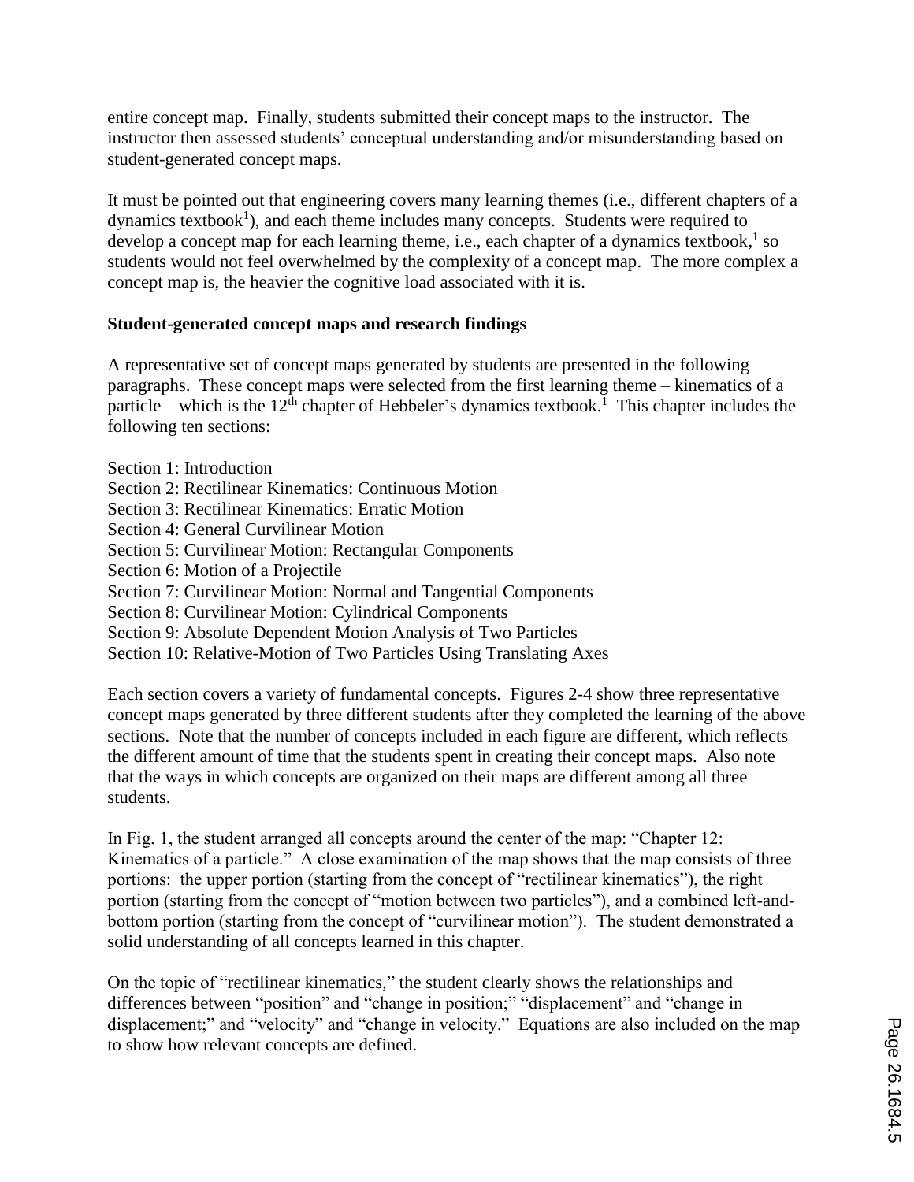entire concept map. Finally, students submitted their concept maps to the instructor. The instructor then assessed students' conceptual understanding and/or misunderstanding based on student-generated concept maps.

It must be pointed out that engineering covers many learning themes (i.e., different chapters of a dynamics textbook[1]), and each theme includes many concepts. Students were required to develop a concept map for each learning theme, i.e., each chapter of a dynamics textbook,[1] so students would not feel overwhelmed by the complexity of a concept map. The more complex a concept map is, the heavier the cognitive load associated with it is.

**Student-generated concept maps and research findings**

A representative set of concept maps generated by students are presented in the following paragraphs. These concept maps were selected from the first learning theme – kinematics of a particle – which is the $12^{th}$ chapter of Hebbeler's dynamics textbook.[1] This chapter includes the following ten sections:

Section 1: Introduction
Section 2: Rectilinear Kinematics: Continuous Motion
Section 3: Rectilinear Kinematics: Erratic Motion
Section 4: General Curvilinear Motion
Section 5: Curvilinear Motion: Rectangular Components
Section 6: Motion of a Projectile
Section 7: Curvilinear Motion: Normal and Tangential Components
Section 8: Curvilinear Motion: Cylindrical Components
Section 9: Absolute Dependent Motion Analysis of Two Particles
Section 10: Relative-Motion of Two Particles Using Translating Axes

Each section covers a variety of fundamental concepts. Figures 2-4 show three representative concept maps generated by three different students after they completed the learning of the above sections. Note that the number of concepts included in each figure are different, which reflects the different amount of time that the students spent in creating their concept maps. Also note that the ways in which concepts are organized on their maps are different among all three students.

In Fig. 1, the student arranged all concepts around the center of the map: "Chapter 12: Kinematics of a particle." A close examination of the map shows that the map consists of three portions: the upper portion (starting from the concept of "rectilinear kinematics"), the right portion (starting from the concept of "motion between two particles"), and a combined left-and-bottom portion (starting from the concept of "curvilinear motion"). The student demonstrated a solid understanding of all concepts learned in this chapter.

On the topic of "rectilinear kinematics," the student clearly shows the relationships and differences between "position" and "change in position;" "displacement" and "change in displacement;" and "velocity" and "change in velocity." Equations are also included on the map to show how relevant concepts are defined.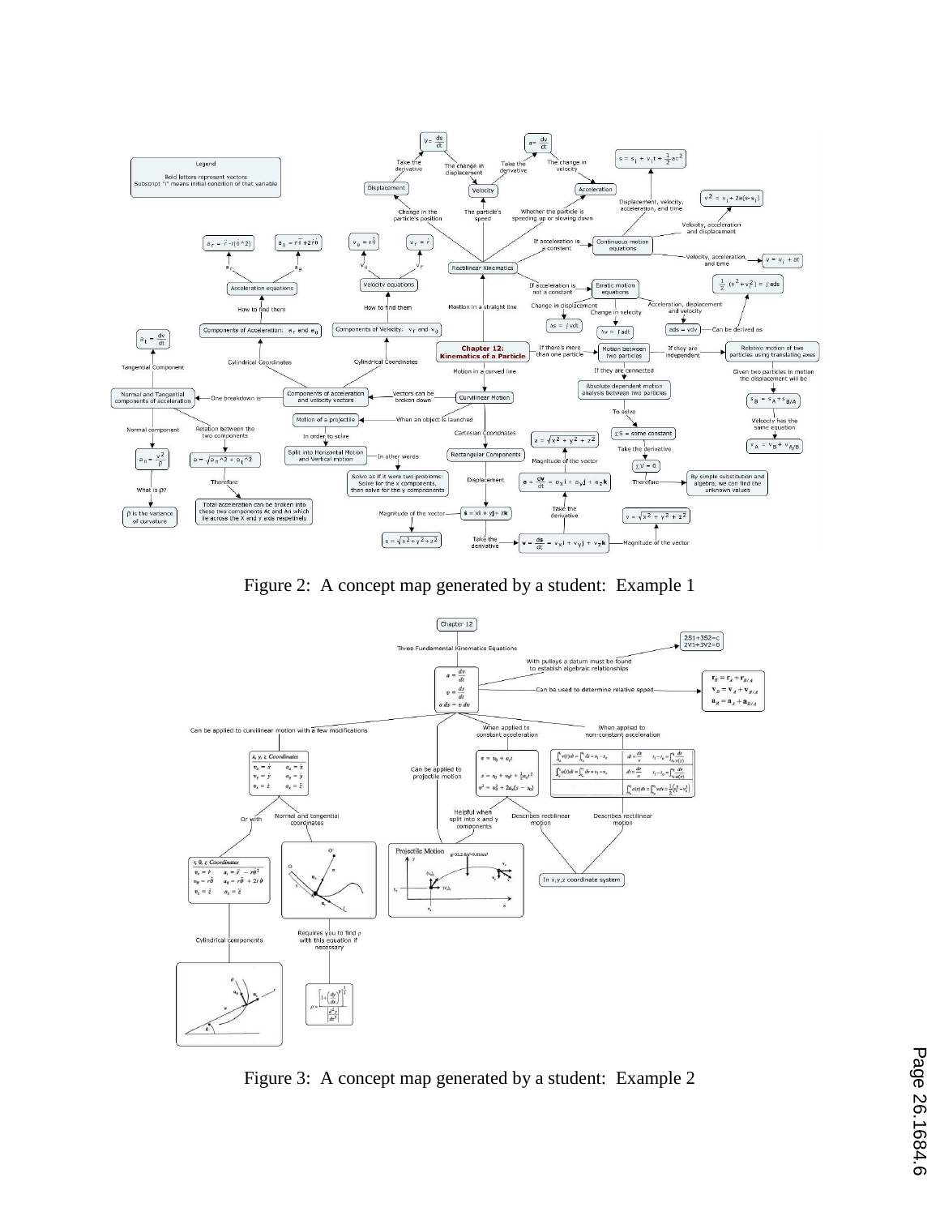Figure 2: A concept map generated by a student: Example 1

Figure 3: A concept map generated by a student: Example 2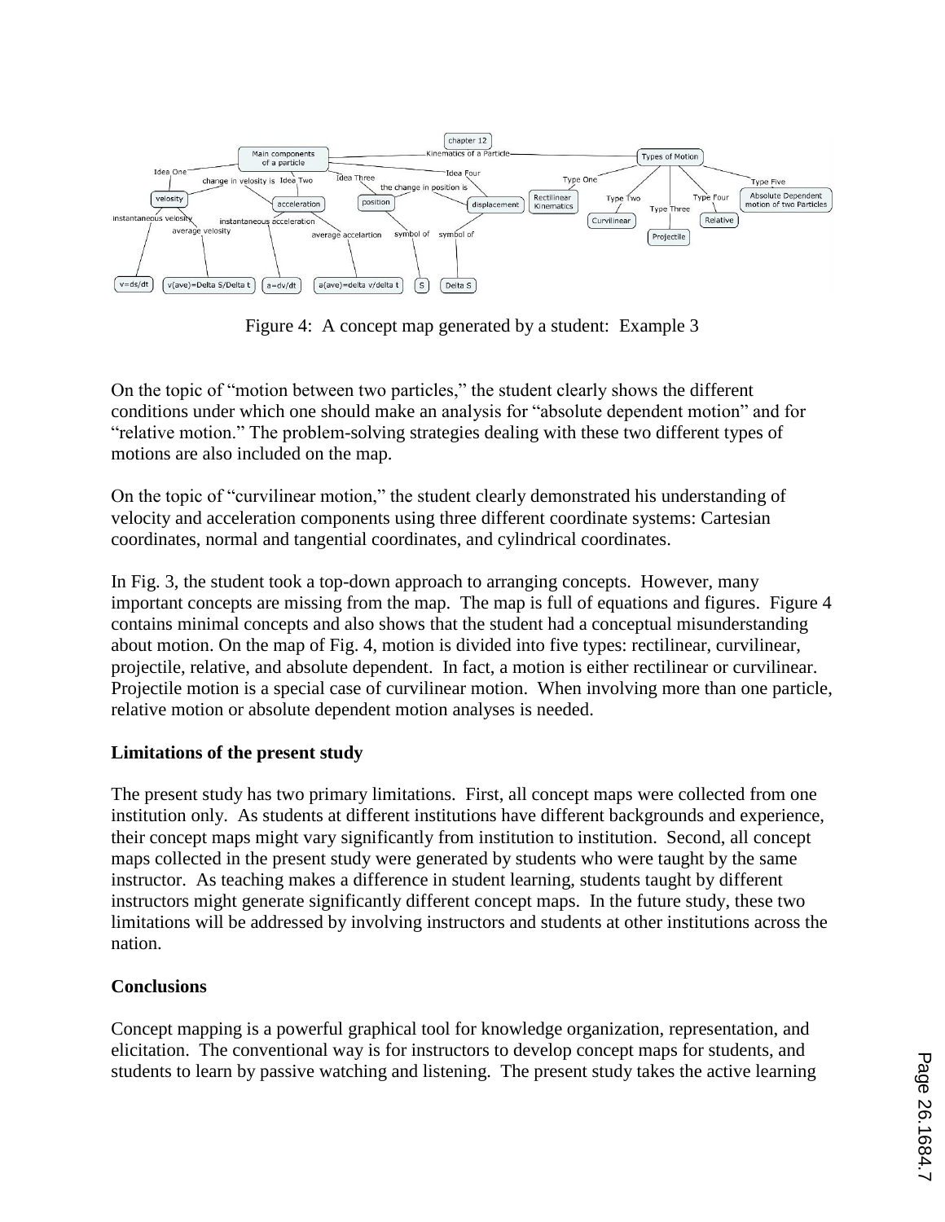Figure 4: A concept map generated by a student: Example 3

On the topic of "motion between two particles," the student clearly shows the different conditions under which one should make an analysis for "absolute dependent motion" and for "relative motion." The problem-solving strategies dealing with these two different types of motions are also included on the map.

On the topic of "curvilinear motion," the student clearly demonstrated his understanding of velocity and acceleration components using three different coordinate systems: Cartesian coordinates, normal and tangential coordinates, and cylindrical coordinates.

In Fig. 3, the student took a top-down approach to arranging concepts. However, many important concepts are missing from the map. The map is full of equations and figures. Figure 4 contains minimal concepts and also shows that the student had a conceptual misunderstanding about motion. On the map of Fig. 4, motion is divided into five types: rectilinear, curvilinear, projectile, relative, and absolute dependent. In fact, a motion is either rectilinear or curvilinear. Projectile motion is a special case of curvilinear motion. When involving more than one particle, relative motion or absolute dependent motion analyses is needed.

**Limitations of the present study**

The present study has two primary limitations. First, all concept maps were collected from one institution only. As students at different institutions have different backgrounds and experience, their concept maps might vary significantly from institution to institution. Second, all concept maps collected in the present study were generated by students who were taught by the same instructor. As teaching makes a difference in student learning, students taught by different instructors might generate significantly different concept maps. In the future study, these two limitations will be addressed by involving instructors and students at other institutions across the nation.

**Conclusions**

Concept mapping is a powerful graphical tool for knowledge organization, representation, and elicitation. The conventional way is for instructors to develop concept maps for students, and students to learn by passive watching and listening. The present study takes the active learning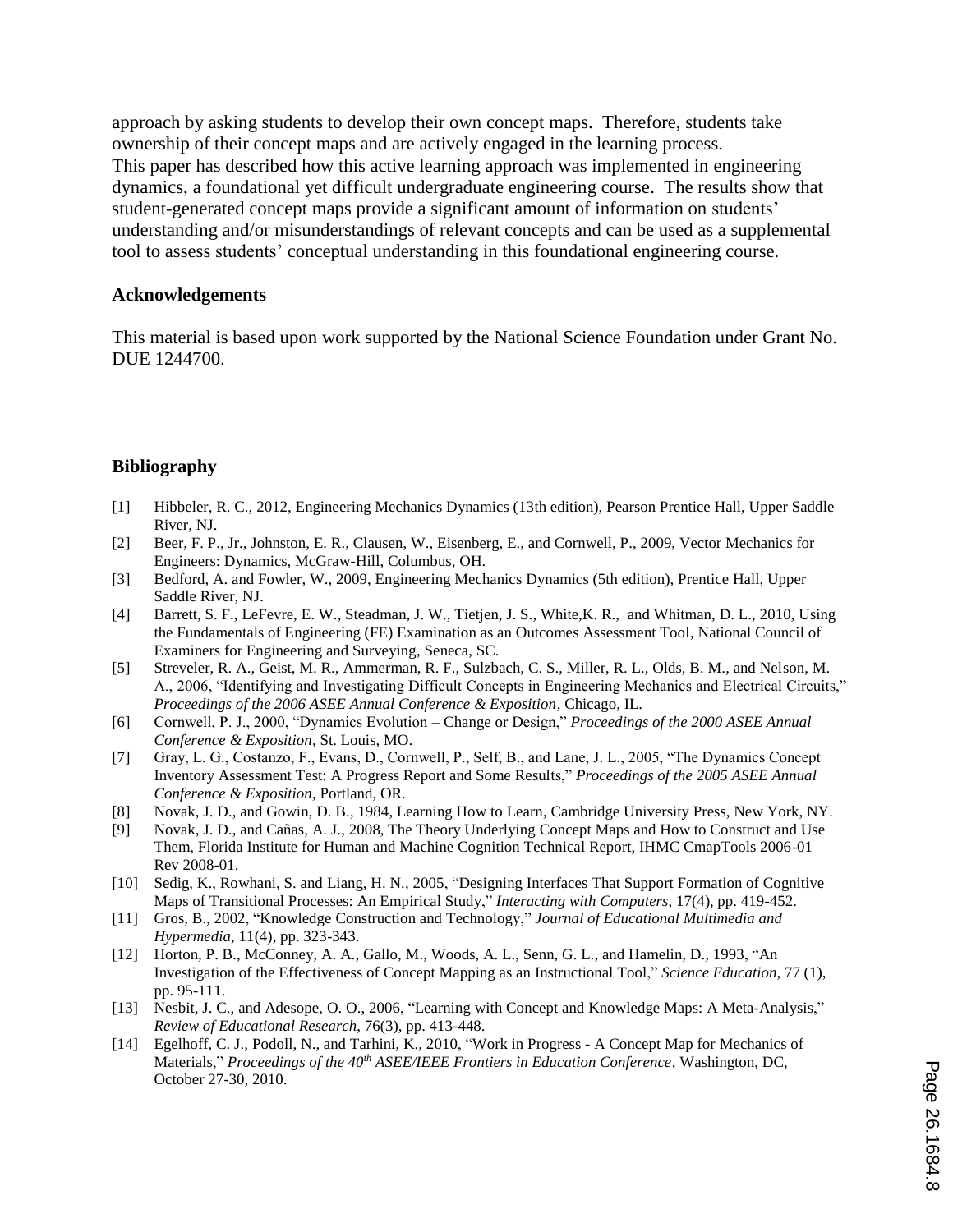approach by asking students to develop their own concept maps. Therefore, students take ownership of their concept maps and are actively engaged in the learning process.
This paper has described how this active learning approach was implemented in engineering dynamics, a foundational yet difficult undergraduate engineering course. The results show that student-generated concept maps provide a significant amount of information on students' understanding and/or misunderstandings of relevant concepts and can be used as a supplemental tool to assess students' conceptual understanding in this foundational engineering course.

### Acknowledgements

This material is based upon work supported by the National Science Foundation under Grant No. DUE 1244700.

### Bibliography

[1] Hibbeler, R. C., 2012, Engineering Mechanics Dynamics (13th edition), Pearson Prentice Hall, Upper Saddle River, NJ.

[2] Beer, F. P., Jr., Johnston, E. R., Clausen, W., Eisenberg, E., and Cornwell, P., 2009, Vector Mechanics for Engineers: Dynamics, McGraw-Hill, Columbus, OH.

[3] Bedford, A. and Fowler, W., 2009, Engineering Mechanics Dynamics (5th edition), Prentice Hall, Upper Saddle River, NJ.

[4] Barrett, S. F., LeFevre, E. W., Steadman, J. W., Tietjen, J. S., White,K. R., and Whitman, D. L., 2010, Using the Fundamentals of Engineering (FE) Examination as an Outcomes Assessment Tool, National Council of Examiners for Engineering and Surveying, Seneca, SC.

[5] Streveler, R. A., Geist, M. R., Ammerman, R. F., Sulzbach, C. S., Miller, R. L., Olds, B. M., and Nelson, M. A., 2006, "Identifying and Investigating Difficult Concepts in Engineering Mechanics and Electrical Circuits," *Proceedings of the 2006 ASEE Annual Conference & Exposition*, Chicago, IL.

[6] Cornwell, P. J., 2000, "Dynamics Evolution – Change or Design," *Proceedings of the 2000 ASEE Annual Conference & Exposition*, St. Louis, MO.

[7] Gray, L. G., Costanzo, F., Evans, D., Cornwell, P., Self, B., and Lane, J. L., 2005, "The Dynamics Concept Inventory Assessment Test: A Progress Report and Some Results," *Proceedings of the 2005 ASEE Annual Conference & Exposition*, Portland, OR.

[8] Novak, J. D., and Gowin, D. B., 1984, Learning How to Learn, Cambridge University Press, New York, NY.

[9] Novak, J. D., and Cañas, A. J., 2008, The Theory Underlying Concept Maps and How to Construct and Use Them, Florida Institute for Human and Machine Cognition Technical Report, IHMC CmapTools 2006-01 Rev 2008-01.

[10] Sedig, K., Rowhani, S. and Liang, H. N., 2005, "Designing Interfaces That Support Formation of Cognitive Maps of Transitional Processes: An Empirical Study," *Interacting with Computers*, 17(4), pp. 419-452.

[11] Gros, B., 2002, "Knowledge Construction and Technology," *Journal of Educational Multimedia and Hypermedia*, 11(4), pp. 323-343.

[12] Horton, P. B., McConney, A. A., Gallo, M., Woods, A. L., Senn, G. L., and Hamelin, D., 1993, "An Investigation of the Effectiveness of Concept Mapping as an Instructional Tool," *Science Education*, 77 (1), pp. 95-111.

[13] Nesbit, J. C., and Adesope, O. O., 2006, "Learning with Concept and Knowledge Maps: A Meta-Analysis," *Review of Educational Research*, 76(3), pp. 413-448.

[14] Egelhoff, C. J., Podoll, N., and Tarhini, K., 2010, "Work in Progress - A Concept Map for Mechanics of Materials," *Proceedings of the 40th ASEE/IEEE Frontiers in Education Conference*, Washington, DC, October 27-30, 2010.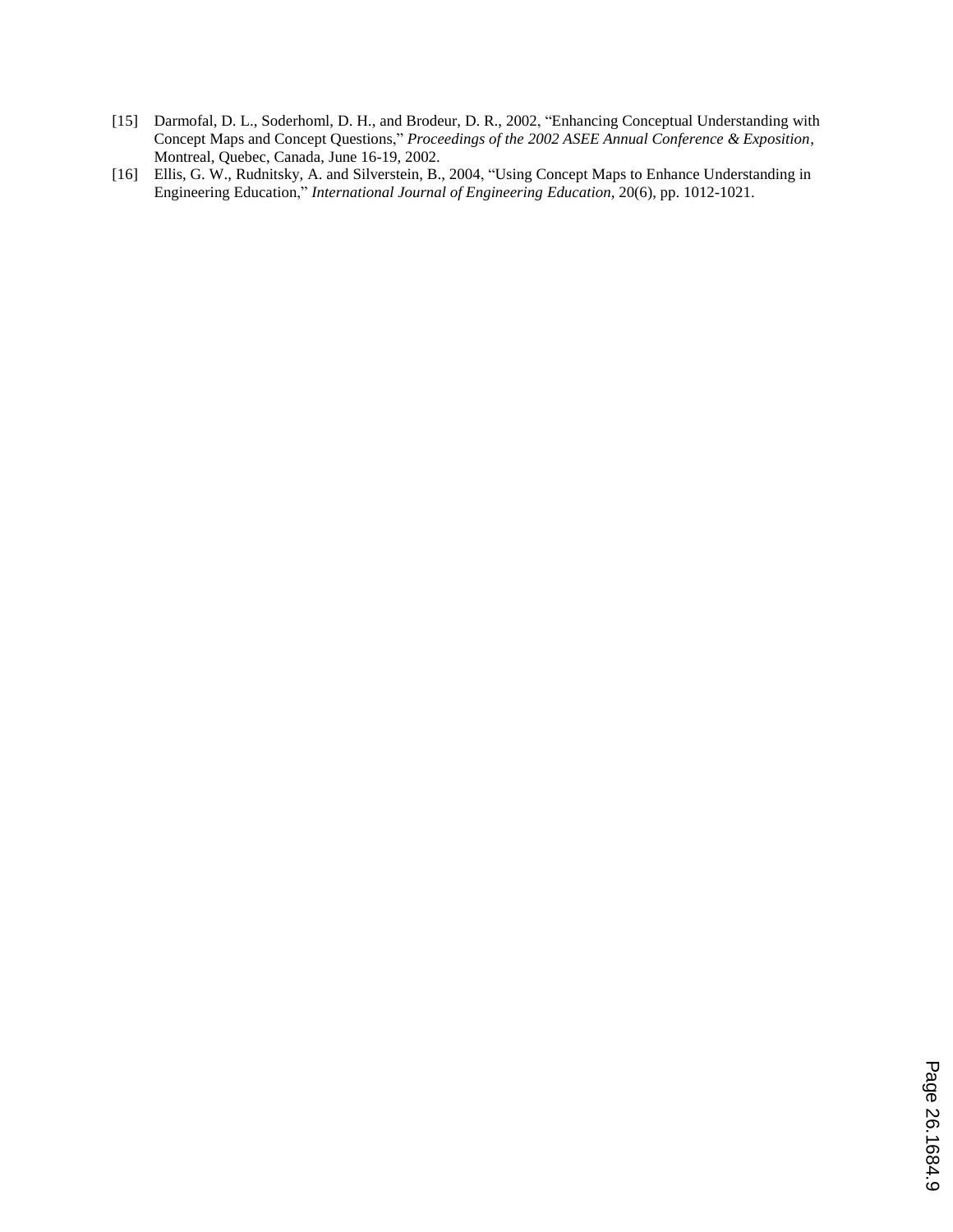[15] Darmofal, D. L., Soderhoml, D. H., and Brodeur, D. R., 2002, "Enhancing Conceptual Understanding with Concept Maps and Concept Questions," *Proceedings of the 2002 ASEE Annual Conference & Exposition*, Montreal, Quebec, Canada, June 16-19, 2002.

[16] Ellis, G. W., Rudnitsky, A. and Silverstein, B., 2004, "Using Concept Maps to Enhance Understanding in Engineering Education," *International Journal of Engineering Education*, 20(6), pp. 1012-1021.